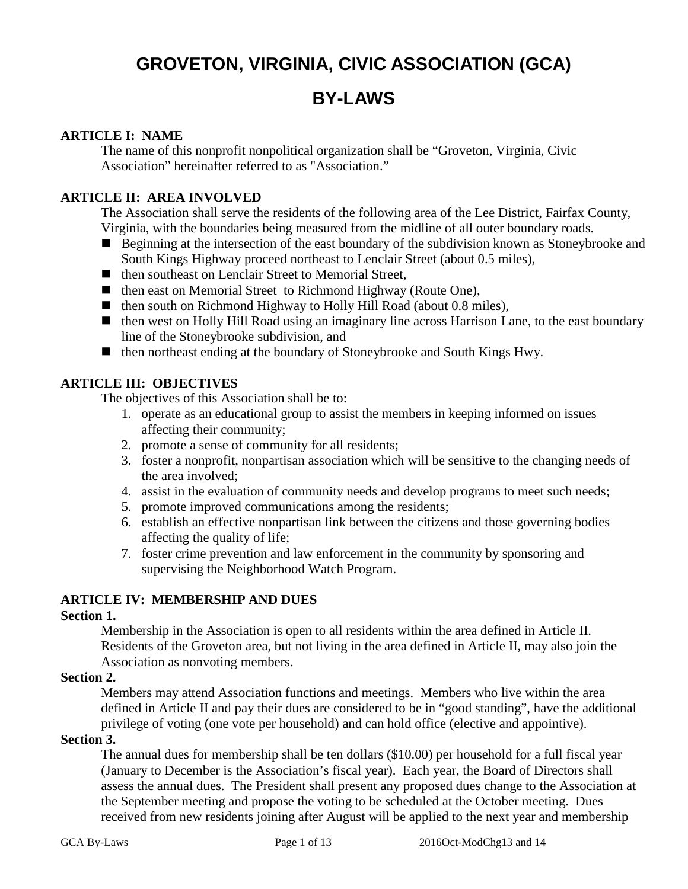# GROVETON, VIRGINIA, CIVIC ASSOCIATION (GCA)

# BY-LAWS

## ARTICLE I: NAME

The name of this nonprofit nonpolitical organization shall be "Groveton, Virginia, Civic Association" hereinafter referred to as "Association."

## ARTICLE II: AREA INVOLVED

The Association shall serve the residents of the following area of the Lee District, Fairfax County, Virginia, with the boundaries being measured from the midline of all outer boundary roads.

- Beginning at the intersection of the east boundary of the subdivision known as Stoneybrooke and South Kings Highway proceed northeast to Lenclair Street (about 0.5 miles),
- then southeast on Lenclair Street to Memorial Street,
- then east on Memorial Street to Richmond Highway (Route One),
- then south on Richmond Highway to Holly Hill Road (about 0.8 miles),
- then west on Holly Hill Road using an imaginary line across Harrison Lane, to the east boundary line of the Stoneybrooke subdivision, and
- then northeast ending at the boundary of Stoneybrooke and South Kings Hwy.

## ARTICLE III: OBJECTIVES

The objectives of this Association shall be to:

1. operate as an educational group to assist the members in keeping informed on issues affecting their community;
2. promote a sense of community for all residents;
3. foster a nonprofit, nonpartisan association which will be sensitive to the changing needs of the area involved;
4. assist in the evaluation of community needs and develop programs to meet such needs;
5. promote improved communications among the residents;
6. establish an effective nonpartisan link between the citizens and those governing bodies affecting the quality of life;
7. foster crime prevention and law enforcement in the community by sponsoring and supervising the Neighborhood Watch Program.

## ARTICLE IV: MEMBERSHIP AND DUES

**Section 1.**

Membership in the Association is open to all residents within the area defined in Article II. Residents of the Groveton area, but not living in the area defined in Article II, may also join the Association as nonvoting members.

**Section 2.**

Members may attend Association functions and meetings. Members who live within the area defined in Article II and pay their dues are considered to be in "good standing", have the additional privilege of voting (one vote per household) and can hold office (elective and appointive).

**Section 3.**

The annual dues for membership shall be ten dollars ($10.00) per household for a full fiscal year (January to December is the Association's fiscal year). Each year, the Board of Directors shall assess the annual dues. The President shall present any proposed dues change to the Association at the September meeting and propose the voting to be scheduled at the October meeting. Dues received from new residents joining after August will be applied to the next year and membership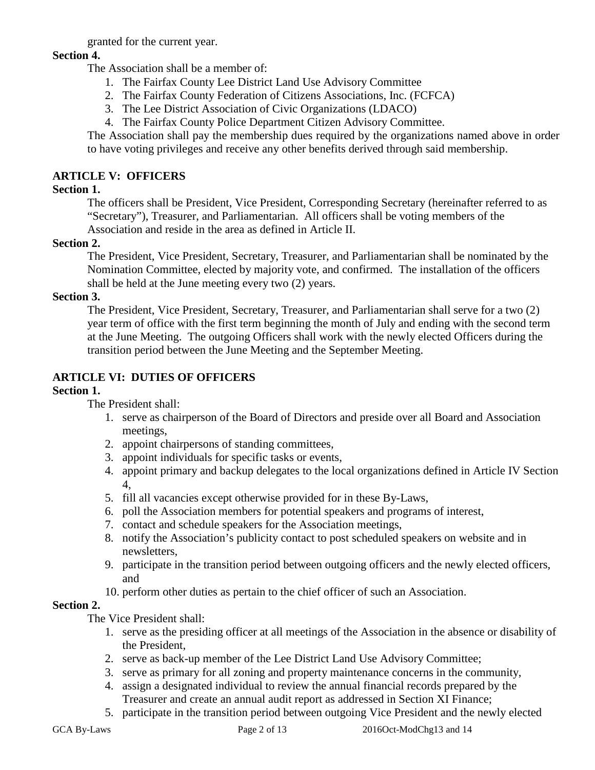granted for the current year.

**Section 4.**

The Association shall be a member of:

1. The Fairfax County Lee District Land Use Advisory Committee
2. The Fairfax County Federation of Citizens Associations, Inc. (FCFCA)
3. The Lee District Association of Civic Organizations (LDACO)
4. The Fairfax County Police Department Citizen Advisory Committee.

The Association shall pay the membership dues required by the organizations named above in order to have voting privileges and receive any other benefits derived through said membership.

## ARTICLE V: OFFICERS

**Section 1.**

The officers shall be President, Vice President, Corresponding Secretary (hereinafter referred to as "Secretary"), Treasurer, and Parliamentarian. All officers shall be voting members of the Association and reside in the area as defined in Article II.

**Section 2.**

The President, Vice President, Secretary, Treasurer, and Parliamentarian shall be nominated by the Nomination Committee, elected by majority vote, and confirmed. The installation of the officers shall be held at the June meeting every two (2) years.

**Section 3.**

The President, Vice President, Secretary, Treasurer, and Parliamentarian shall serve for a two (2) year term of office with the first term beginning the month of July and ending with the second term at the June Meeting. The outgoing Officers shall work with the newly elected Officers during the transition period between the June Meeting and the September Meeting.

## ARTICLE VI: DUTIES OF OFFICERS

**Section 1.**

The President shall:

1. serve as chairperson of the Board of Directors and preside over all Board and Association meetings,
2. appoint chairpersons of standing committees,
3. appoint individuals for specific tasks or events,
4. appoint primary and backup delegates to the local organizations defined in Article IV Section 4,
5. fill all vacancies except otherwise provided for in these By-Laws,
6. poll the Association members for potential speakers and programs of interest,
7. contact and schedule speakers for the Association meetings,
8. notify the Association's publicity contact to post scheduled speakers on website and in newsletters,
9. participate in the transition period between outgoing officers and the newly elected officers, and
10. perform other duties as pertain to the chief officer of such an Association.

**Section 2.**

The Vice President shall:

1. serve as the presiding officer at all meetings of the Association in the absence or disability of the President,
2. serve as back-up member of the Lee District Land Use Advisory Committee;
3. serve as primary for all zoning and property maintenance concerns in the community,
4. assign a designated individual to review the annual financial records prepared by the Treasurer and create an annual audit report as addressed in Section XI Finance;
5. participate in the transition period between outgoing Vice President and the newly elected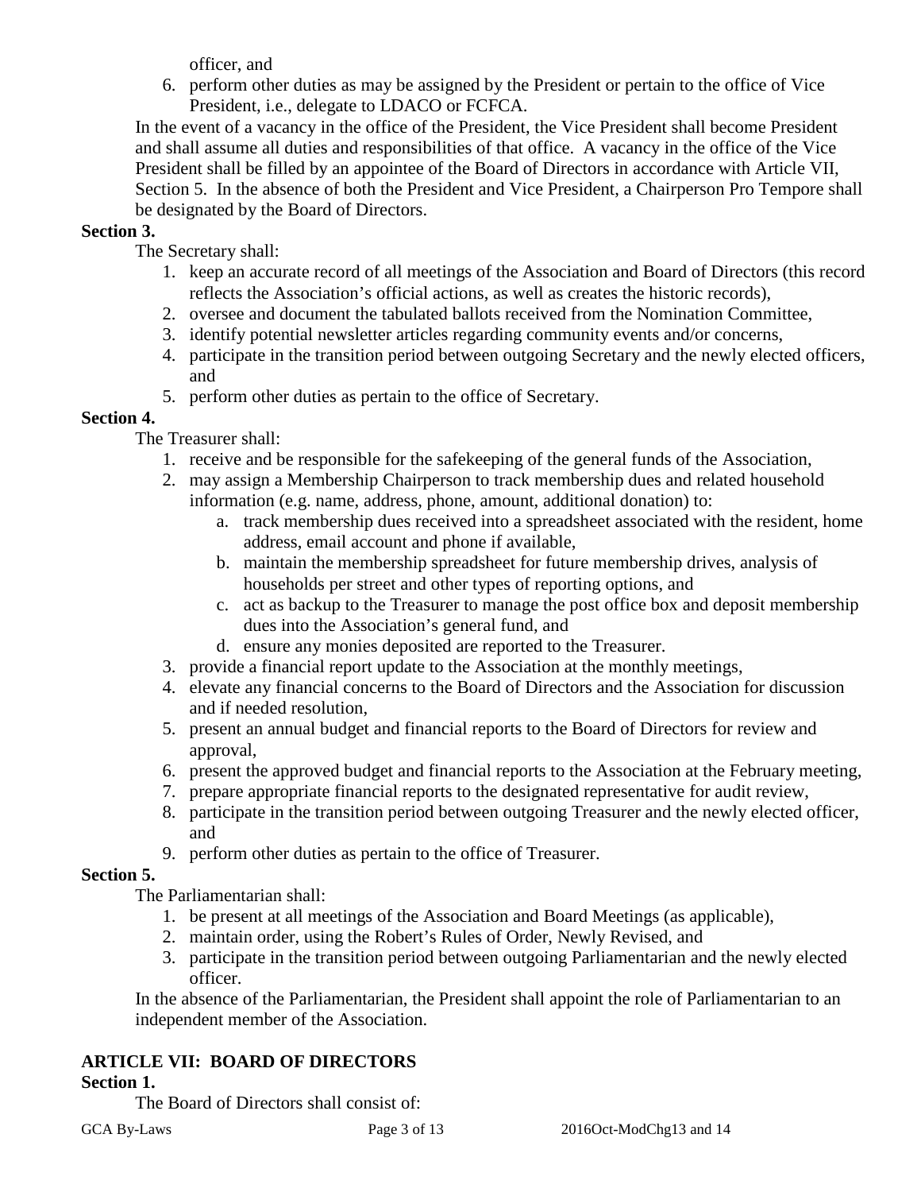officer, and

6. perform other duties as may be assigned by the President or pertain to the office of Vice President, i.e., delegate to LDACO or FCFCA.

In the event of a vacancy in the office of the President, the Vice President shall become President and shall assume all duties and responsibilities of that office. A vacancy in the office of the Vice President shall be filled by an appointee of the Board of Directors in accordance with Article VII, Section 5. In the absence of both the President and Vice President, a Chairperson Pro Tempore shall be designated by the Board of Directors.

**Section 3.**

The Secretary shall:

1. keep an accurate record of all meetings of the Association and Board of Directors (this record reflects the Association's official actions, as well as creates the historic records),
2. oversee and document the tabulated ballots received from the Nomination Committee,
3. identify potential newsletter articles regarding community events and/or concerns,
4. participate in the transition period between outgoing Secretary and the newly elected officers, and
5. perform other duties as pertain to the office of Secretary.

**Section 4.**

The Treasurer shall:

1. receive and be responsible for the safekeeping of the general funds of the Association,
2. may assign a Membership Chairperson to track membership dues and related household information (e.g. name, address, phone, amount, additional donation) to:
   a. track membership dues received into a spreadsheet associated with the resident, home address, email account and phone if available,
   b. maintain the membership spreadsheet for future membership drives, analysis of households per street and other types of reporting options, and
   c. act as backup to the Treasurer to manage the post office box and deposit membership dues into the Association's general fund, and
   d. ensure any monies deposited are reported to the Treasurer.
3. provide a financial report update to the Association at the monthly meetings,
4. elevate any financial concerns to the Board of Directors and the Association for discussion and if needed resolution,
5. present an annual budget and financial reports to the Board of Directors for review and approval,
6. present the approved budget and financial reports to the Association at the February meeting,
7. prepare appropriate financial reports to the designated representative for audit review,
8. participate in the transition period between outgoing Treasurer and the newly elected officer, and
9. perform other duties as pertain to the office of Treasurer.

**Section 5.**

The Parliamentarian shall:

1. be present at all meetings of the Association and Board Meetings (as applicable),
2. maintain order, using the Robert's Rules of Order, Newly Revised, and
3. participate in the transition period between outgoing Parliamentarian and the newly elected officer.

In the absence of the Parliamentarian, the President shall appoint the role of Parliamentarian to an independent member of the Association.

## ARTICLE VII: BOARD OF DIRECTORS

**Section 1.**

The Board of Directors shall consist of: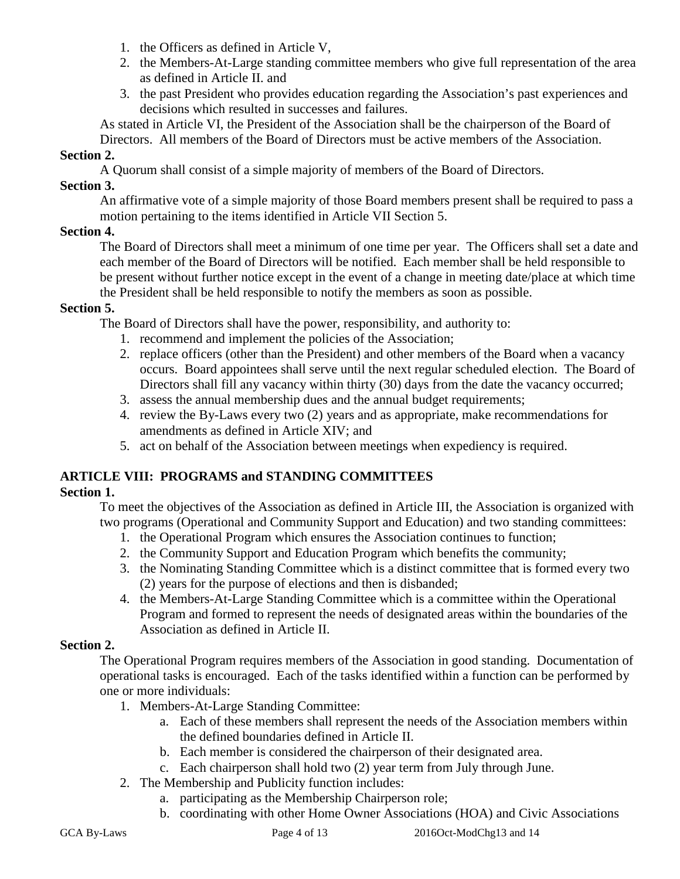1. the Officers as defined in Article V,
2. the Members-At-Large standing committee members who give full representation of the area as defined in Article II. and
3. the past President who provides education regarding the Association's past experiences and decisions which resulted in successes and failures.

As stated in Article VI, the President of the Association shall be the chairperson of the Board of Directors. All members of the Board of Directors must be active members of the Association.

**Section 2.**

A Quorum shall consist of a simple majority of members of the Board of Directors.

**Section 3.**

An affirmative vote of a simple majority of those Board members present shall be required to pass a motion pertaining to the items identified in Article VII Section 5.

**Section 4.**

The Board of Directors shall meet a minimum of one time per year. The Officers shall set a date and each member of the Board of Directors will be notified. Each member shall be held responsible to be present without further notice except in the event of a change in meeting date/place at which time the President shall be held responsible to notify the members as soon as possible.

**Section 5.**

The Board of Directors shall have the power, responsibility, and authority to:

1. recommend and implement the policies of the Association;
2. replace officers (other than the President) and other members of the Board when a vacancy occurs. Board appointees shall serve until the next regular scheduled election. The Board of Directors shall fill any vacancy within thirty (30) days from the date the vacancy occurred;
3. assess the annual membership dues and the annual budget requirements;
4. review the By-Laws every two (2) years and as appropriate, make recommendations for amendments as defined in Article XIV; and
5. act on behalf of the Association between meetings when expediency is required.

## ARTICLE VIII: PROGRAMS and STANDING COMMITTEES

**Section 1.**

To meet the objectives of the Association as defined in Article III, the Association is organized with two programs (Operational and Community Support and Education) and two standing committees:

1. the Operational Program which ensures the Association continues to function;
2. the Community Support and Education Program which benefits the community;
3. the Nominating Standing Committee which is a distinct committee that is formed every two (2) years for the purpose of elections and then is disbanded;
4. the Members-At-Large Standing Committee which is a committee within the Operational Program and formed to represent the needs of designated areas within the boundaries of the Association as defined in Article II.

**Section 2.**

The Operational Program requires members of the Association in good standing. Documentation of operational tasks is encouraged. Each of the tasks identified within a function can be performed by one or more individuals:

1. Members-At-Large Standing Committee:
   a. Each of these members shall represent the needs of the Association members within the defined boundaries defined in Article II.
   b. Each member is considered the chairperson of their designated area.
   c. Each chairperson shall hold two (2) year term from July through June.
2. The Membership and Publicity function includes:
   a. participating as the Membership Chairperson role;
   b. coordinating with other Home Owner Associations (HOA) and Civic Associations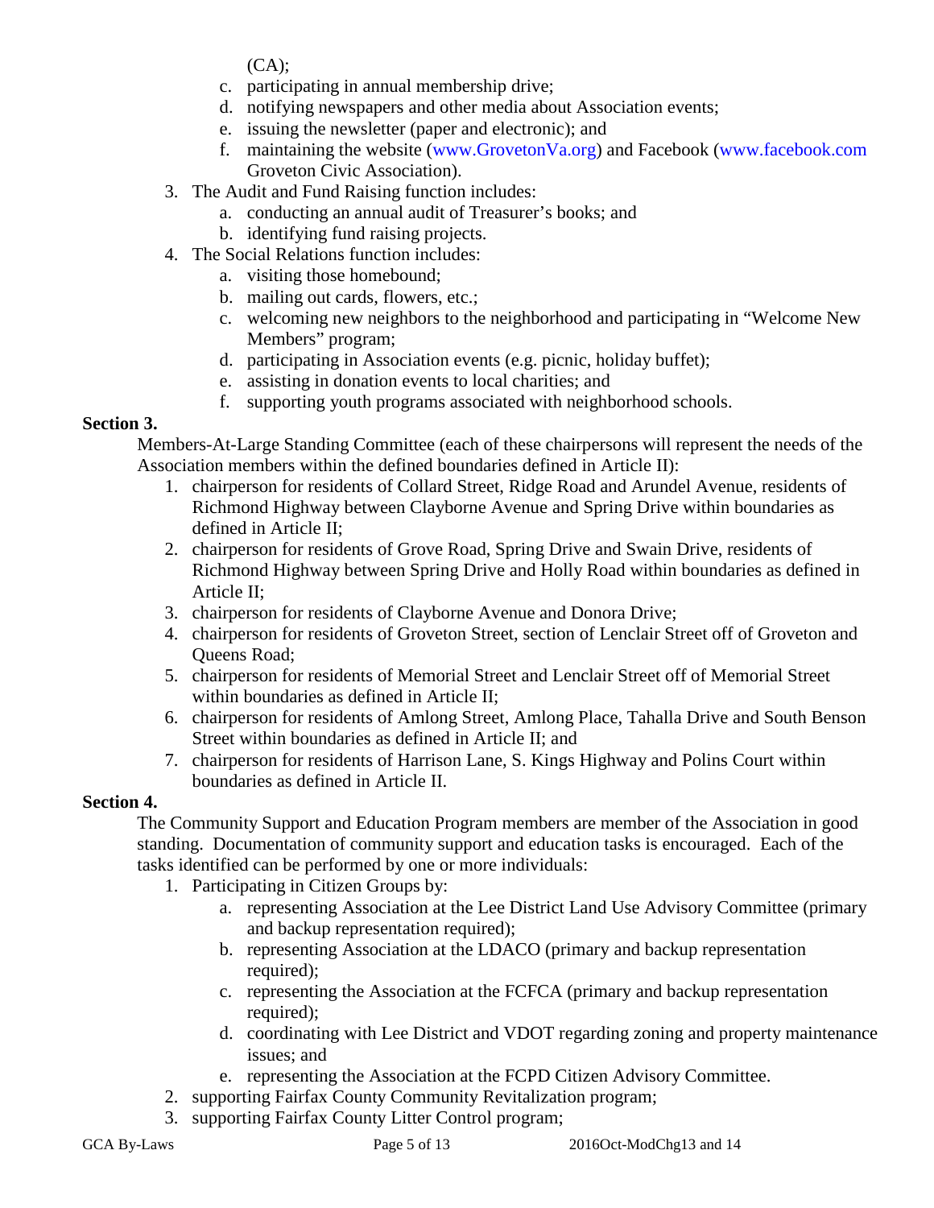(CA);

   c. participating in annual membership drive;
   d. notifying newspapers and other media about Association events;
   e. issuing the newsletter (paper and electronic); and
   f. maintaining the website (www.GrovetonVa.org) and Facebook (www.facebook.com Groveton Civic Association).

3. The Audit and Fund Raising function includes:
   a. conducting an annual audit of Treasurer's books; and
   b. identifying fund raising projects.
4. The Social Relations function includes:
   a. visiting those homebound;
   b. mailing out cards, flowers, etc.;
   c. welcoming new neighbors to the neighborhood and participating in "Welcome New Members" program;
   d. participating in Association events (e.g. picnic, holiday buffet);
   e. assisting in donation events to local charities; and
   f. supporting youth programs associated with neighborhood schools.

**Section 3.**

Members-At-Large Standing Committee (each of these chairpersons will represent the needs of the Association members within the defined boundaries defined in Article II):

1. chairperson for residents of Collard Street, Ridge Road and Arundel Avenue, residents of Richmond Highway between Clayborne Avenue and Spring Drive within boundaries as defined in Article II;
2. chairperson for residents of Grove Road, Spring Drive and Swain Drive, residents of Richmond Highway between Spring Drive and Holly Road within boundaries as defined in Article II;
3. chairperson for residents of Clayborne Avenue and Donora Drive;
4. chairperson for residents of Groveton Street, section of Lenclair Street off of Groveton and Queens Road;
5. chairperson for residents of Memorial Street and Lenclair Street off of Memorial Street within boundaries as defined in Article II;
6. chairperson for residents of Amlong Street, Amlong Place, Tahalla Drive and South Benson Street within boundaries as defined in Article II; and
7. chairperson for residents of Harrison Lane, S. Kings Highway and Polins Court within boundaries as defined in Article II.

**Section 4.**

The Community Support and Education Program members are member of the Association in good standing. Documentation of community support and education tasks is encouraged. Each of the tasks identified can be performed by one or more individuals:

1. Participating in Citizen Groups by:
   a. representing Association at the Lee District Land Use Advisory Committee (primary and backup representation required);
   b. representing Association at the LDACO (primary and backup representation required);
   c. representing the Association at the FCFCA (primary and backup representation required);
   d. coordinating with Lee District and VDOT regarding zoning and property maintenance issues; and
   e. representing the Association at the FCPD Citizen Advisory Committee.
2. supporting Fairfax County Community Revitalization program;
3. supporting Fairfax County Litter Control program;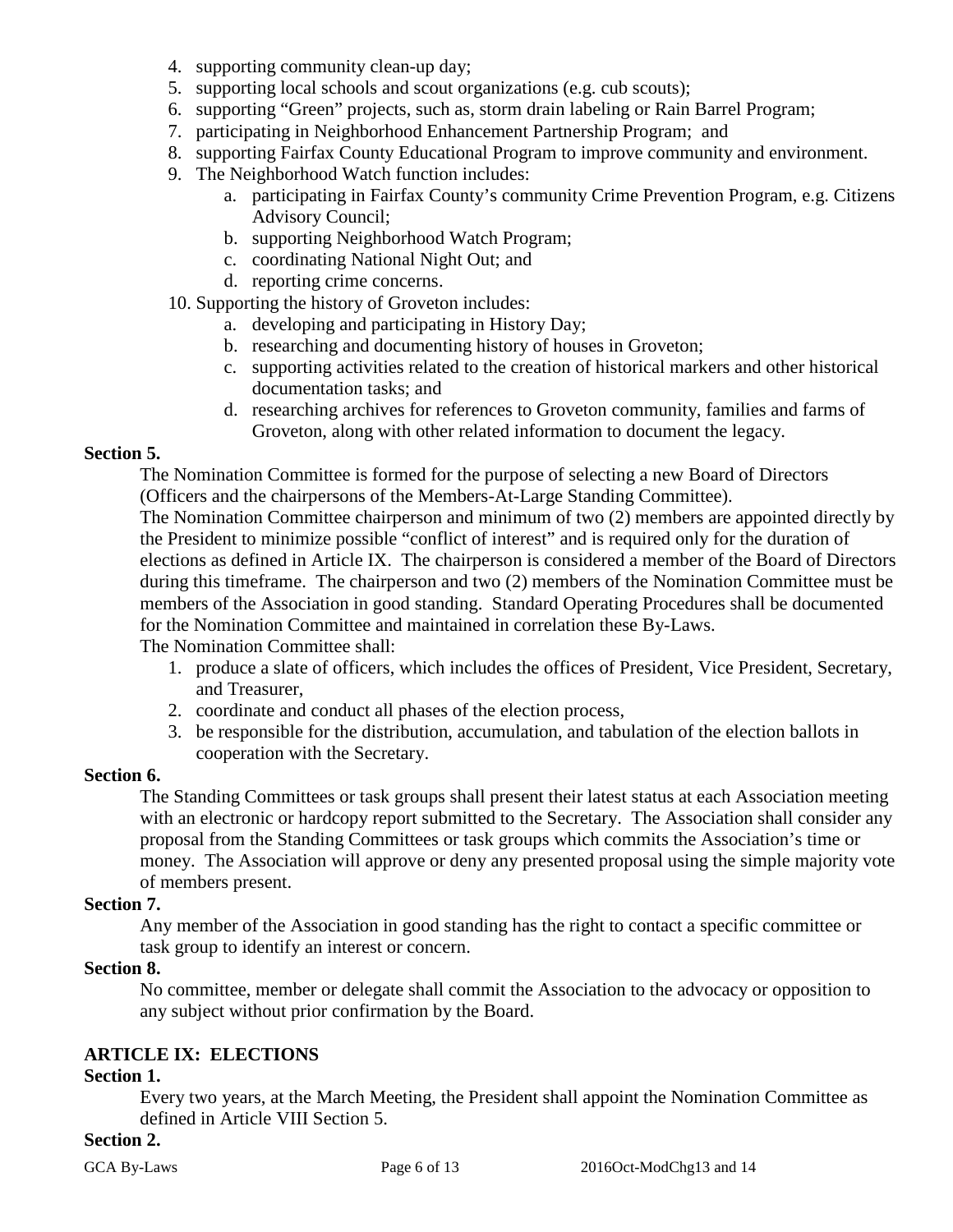4. supporting community clean-up day;
5. supporting local schools and scout organizations (e.g. cub scouts);
6. supporting "Green" projects, such as, storm drain labeling or Rain Barrel Program;
7. participating in Neighborhood Enhancement Partnership Program; and
8. supporting Fairfax County Educational Program to improve community and environment.
9. The Neighborhood Watch function includes:
    a. participating in Fairfax County's community Crime Prevention Program, e.g. Citizens Advisory Council;
    b. supporting Neighborhood Watch Program;
    c. coordinating National Night Out; and
    d. reporting crime concerns.
10. Supporting the history of Groveton includes:
    a. developing and participating in History Day;
    b. researching and documenting history of houses in Groveton;
    c. supporting activities related to the creation of historical markers and other historical documentation tasks; and
    d. researching archives for references to Groveton community, families and farms of Groveton, along with other related information to document the legacy.

**Section 5.**

The Nomination Committee is formed for the purpose of selecting a new Board of Directors (Officers and the chairpersons of the Members-At-Large Standing Committee).

The Nomination Committee chairperson and minimum of two (2) members are appointed directly by the President to minimize possible "conflict of interest" and is required only for the duration of elections as defined in Article IX. The chairperson is considered a member of the Board of Directors during this timeframe. The chairperson and two (2) members of the Nomination Committee must be members of the Association in good standing. Standard Operating Procedures shall be documented for the Nomination Committee and maintained in correlation these By-Laws.

The Nomination Committee shall:

1. produce a slate of officers, which includes the offices of President, Vice President, Secretary, and Treasurer,
2. coordinate and conduct all phases of the election process,
3. be responsible for the distribution, accumulation, and tabulation of the election ballots in cooperation with the Secretary.

**Section 6.**

The Standing Committees or task groups shall present their latest status at each Association meeting with an electronic or hardcopy report submitted to the Secretary. The Association shall consider any proposal from the Standing Committees or task groups which commits the Association's time or money. The Association will approve or deny any presented proposal using the simple majority vote of members present.

**Section 7.**

Any member of the Association in good standing has the right to contact a specific committee or task group to identify an interest or concern.

**Section 8.**

No committee, member or delegate shall commit the Association to the advocacy or opposition to any subject without prior confirmation by the Board.

## ARTICLE IX: ELECTIONS

**Section 1.**

Every two years, at the March Meeting, the President shall appoint the Nomination Committee as defined in Article VIII Section 5.

**Section 2.**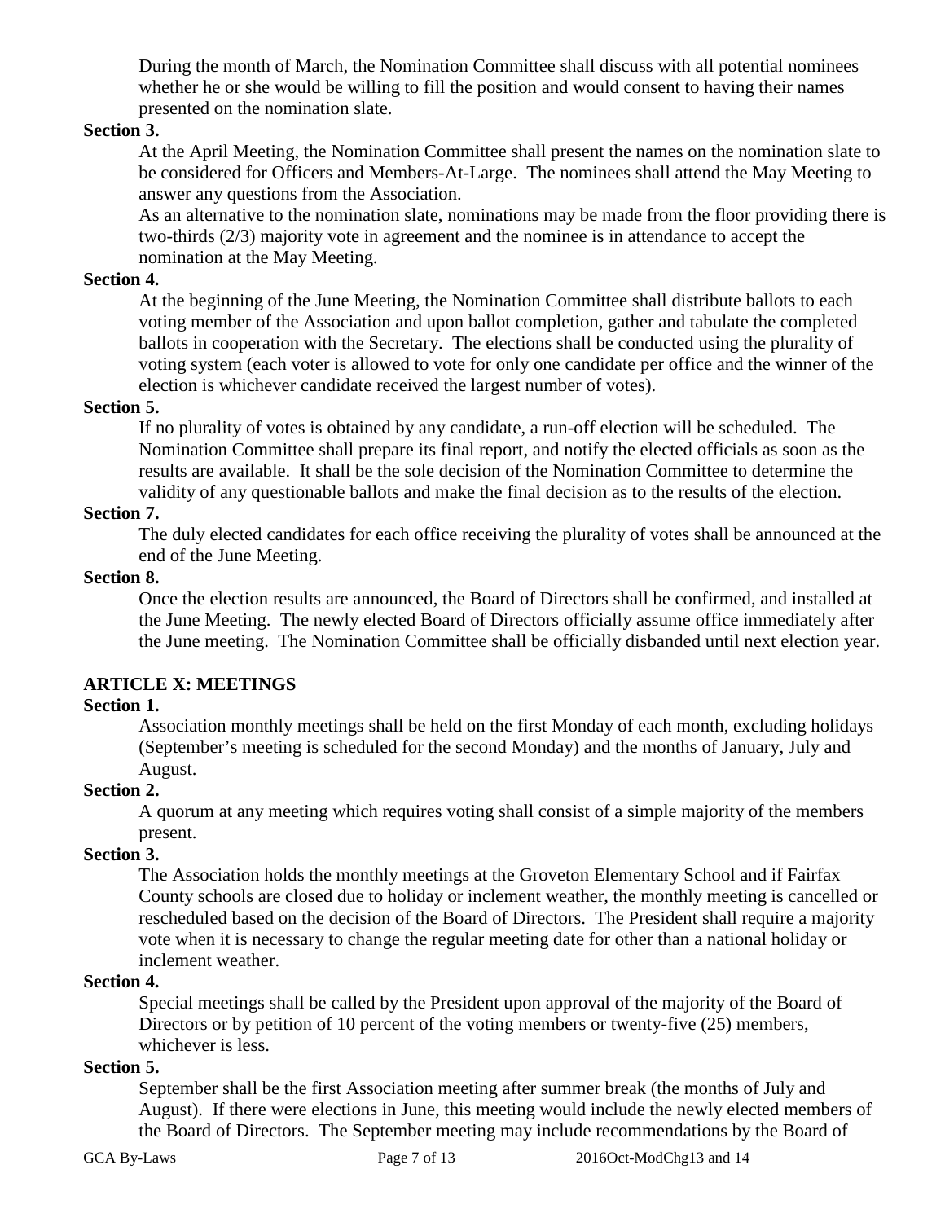During the month of March, the Nomination Committee shall discuss with all potential nominees whether he or she would be willing to fill the position and would consent to having their names presented on the nomination slate.

**Section 3.**

At the April Meeting, the Nomination Committee shall present the names on the nomination slate to be considered for Officers and Members-At-Large. The nominees shall attend the May Meeting to answer any questions from the Association.

As an alternative to the nomination slate, nominations may be made from the floor providing there is two-thirds (2/3) majority vote in agreement and the nominee is in attendance to accept the nomination at the May Meeting.

**Section 4.**

At the beginning of the June Meeting, the Nomination Committee shall distribute ballots to each voting member of the Association and upon ballot completion, gather and tabulate the completed ballots in cooperation with the Secretary. The elections shall be conducted using the plurality of voting system (each voter is allowed to vote for only one candidate per office and the winner of the election is whichever candidate received the largest number of votes).

**Section 5.**

If no plurality of votes is obtained by any candidate, a run-off election will be scheduled. The Nomination Committee shall prepare its final report, and notify the elected officials as soon as the results are available. It shall be the sole decision of the Nomination Committee to determine the validity of any questionable ballots and make the final decision as to the results of the election.

**Section 7.**

The duly elected candidates for each office receiving the plurality of votes shall be announced at the end of the June Meeting.

**Section 8.**

Once the election results are announced, the Board of Directors shall be confirmed, and installed at the June Meeting. The newly elected Board of Directors officially assume office immediately after the June meeting. The Nomination Committee shall be officially disbanded until next election year.

## ARTICLE X: MEETINGS

**Section 1.**

Association monthly meetings shall be held on the first Monday of each month, excluding holidays (September's meeting is scheduled for the second Monday) and the months of January, July and August.

**Section 2.**

A quorum at any meeting which requires voting shall consist of a simple majority of the members present.

**Section 3.**

The Association holds the monthly meetings at the Groveton Elementary School and if Fairfax County schools are closed due to holiday or inclement weather, the monthly meeting is cancelled or rescheduled based on the decision of the Board of Directors. The President shall require a majority vote when it is necessary to change the regular meeting date for other than a national holiday or inclement weather.

**Section 4.**

Special meetings shall be called by the President upon approval of the majority of the Board of Directors or by petition of 10 percent of the voting members or twenty-five (25) members, whichever is less.

**Section 5.**

September shall be the first Association meeting after summer break (the months of July and August). If there were elections in June, this meeting would include the newly elected members of the Board of Directors. The September meeting may include recommendations by the Board of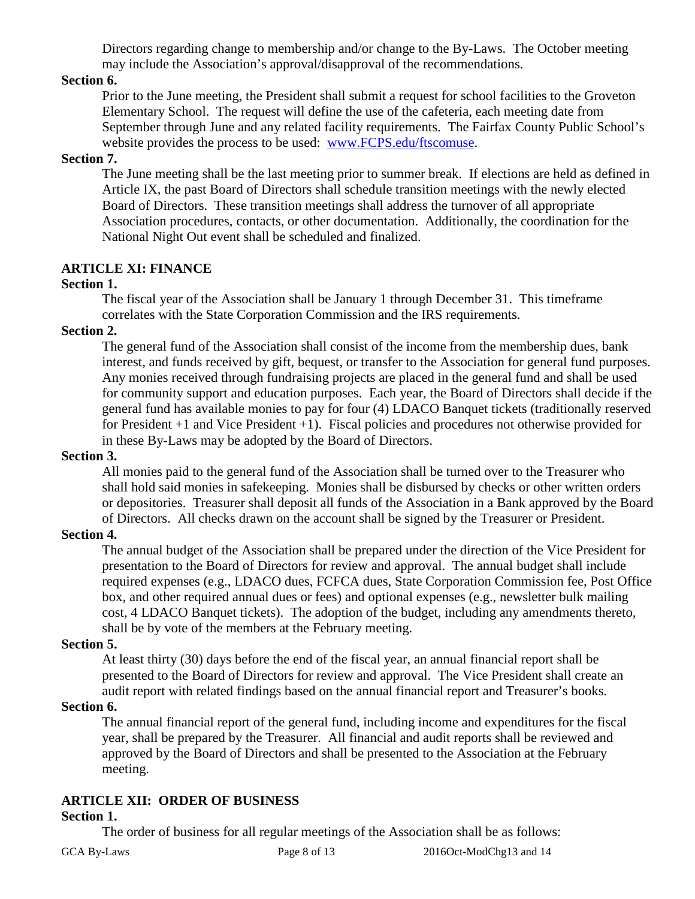Directors regarding change to membership and/or change to the By-Laws. The October meeting may include the Association's approval/disapproval of the recommendations.

**Section 6.**

Prior to the June meeting, the President shall submit a request for school facilities to the Groveton Elementary School. The request will define the use of the cafeteria, each meeting date from September through June and any related facility requirements. The Fairfax County Public School's website provides the process to be used: [www.FCPS.edu/ftscomuse](www.FCPS.edu/ftscomuse).

**Section 7.**

The June meeting shall be the last meeting prior to summer break. If elections are held as defined in Article IX, the past Board of Directors shall schedule transition meetings with the newly elected Board of Directors. These transition meetings shall address the turnover of all appropriate Association procedures, contacts, or other documentation. Additionally, the coordination for the National Night Out event shall be scheduled and finalized.

## ARTICLE XI: FINANCE

**Section 1.**

The fiscal year of the Association shall be January 1 through December 31. This timeframe correlates with the State Corporation Commission and the IRS requirements.

**Section 2.**

The general fund of the Association shall consist of the income from the membership dues, bank interest, and funds received by gift, bequest, or transfer to the Association for general fund purposes. Any monies received through fundraising projects are placed in the general fund and shall be used for community support and education purposes. Each year, the Board of Directors shall decide if the general fund has available monies to pay for four (4) LDACO Banquet tickets (traditionally reserved for President +1 and Vice President +1). Fiscal policies and procedures not otherwise provided for in these By-Laws may be adopted by the Board of Directors.

**Section 3.**

All monies paid to the general fund of the Association shall be turned over to the Treasurer who shall hold said monies in safekeeping. Monies shall be disbursed by checks or other written orders or depositories. Treasurer shall deposit all funds of the Association in a Bank approved by the Board of Directors. All checks drawn on the account shall be signed by the Treasurer or President.

**Section 4.**

The annual budget of the Association shall be prepared under the direction of the Vice President for presentation to the Board of Directors for review and approval. The annual budget shall include required expenses (e.g., LDACO dues, FCFCA dues, State Corporation Commission fee, Post Office box, and other required annual dues or fees) and optional expenses (e.g., newsletter bulk mailing cost, 4 LDACO Banquet tickets). The adoption of the budget, including any amendments thereto, shall be by vote of the members at the February meeting.

**Section 5.**

At least thirty (30) days before the end of the fiscal year, an annual financial report shall be presented to the Board of Directors for review and approval. The Vice President shall create an audit report with related findings based on the annual financial report and Treasurer's books.

**Section 6.**

The annual financial report of the general fund, including income and expenditures for the fiscal year, shall be prepared by the Treasurer. All financial and audit reports shall be reviewed and approved by the Board of Directors and shall be presented to the Association at the February meeting.

## ARTICLE XII: ORDER OF BUSINESS

**Section 1.**

The order of business for all regular meetings of the Association shall be as follows: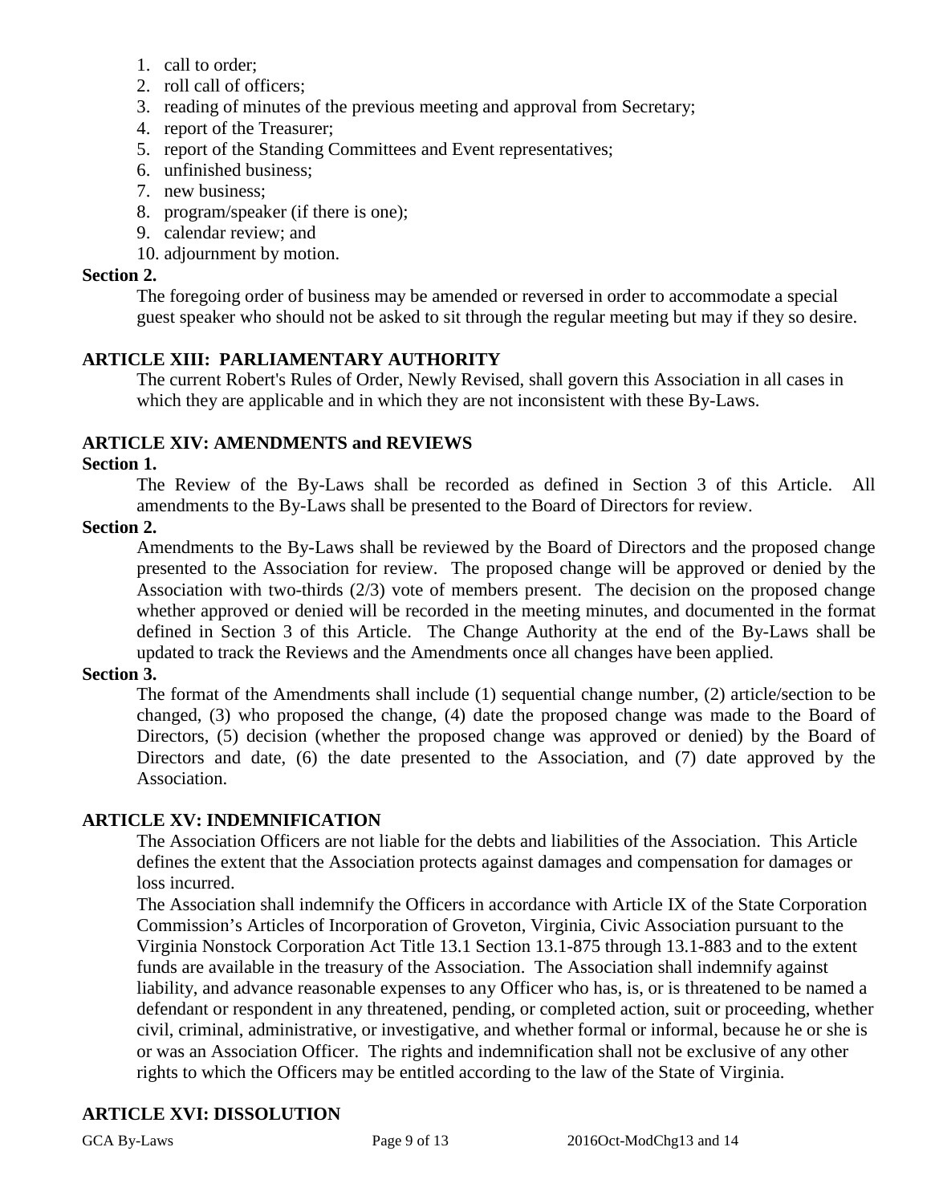1. call to order;
2. roll call of officers;
3. reading of minutes of the previous meeting and approval from Secretary;
4. report of the Treasurer;
5. report of the Standing Committees and Event representatives;
6. unfinished business;
7. new business;
8. program/speaker (if there is one);
9. calendar review; and
10. adjournment by motion.

**Section 2.**

The foregoing order of business may be amended or reversed in order to accommodate a special guest speaker who should not be asked to sit through the regular meeting but may if they so desire.

## ARTICLE XIII: PARLIAMENTARY AUTHORITY

The current Robert's Rules of Order, Newly Revised, shall govern this Association in all cases in which they are applicable and in which they are not inconsistent with these By-Laws.

## ARTICLE XIV: AMENDMENTS and REVIEWS

**Section 1.**

The Review of the By-Laws shall be recorded as defined in Section 3 of this Article. All amendments to the By-Laws shall be presented to the Board of Directors for review.

**Section 2.**

Amendments to the By-Laws shall be reviewed by the Board of Directors and the proposed change presented to the Association for review. The proposed change will be approved or denied by the Association with two-thirds (2/3) vote of members present. The decision on the proposed change whether approved or denied will be recorded in the meeting minutes, and documented in the format defined in Section 3 of this Article. The Change Authority at the end of the By-Laws shall be updated to track the Reviews and the Amendments once all changes have been applied.

**Section 3.**

The format of the Amendments shall include (1) sequential change number, (2) article/section to be changed, (3) who proposed the change, (4) date the proposed change was made to the Board of Directors, (5) decision (whether the proposed change was approved or denied) by the Board of Directors and date, (6) the date presented to the Association, and (7) date approved by the Association.

## ARTICLE XV: INDEMNIFICATION

The Association Officers are not liable for the debts and liabilities of the Association. This Article defines the extent that the Association protects against damages and compensation for damages or loss incurred.

The Association shall indemnify the Officers in accordance with Article IX of the State Corporation Commission's Articles of Incorporation of Groveton, Virginia, Civic Association pursuant to the Virginia Nonstock Corporation Act Title 13.1 Section 13.1-875 through 13.1-883 and to the extent funds are available in the treasury of the Association. The Association shall indemnify against liability, and advance reasonable expenses to any Officer who has, is, or is threatened to be named a defendant or respondent in any threatened, pending, or completed action, suit or proceeding, whether civil, criminal, administrative, or investigative, and whether formal or informal, because he or she is or was an Association Officer. The rights and indemnification shall not be exclusive of any other rights to which the Officers may be entitled according to the law of the State of Virginia.

## ARTICLE XVI: DISSOLUTION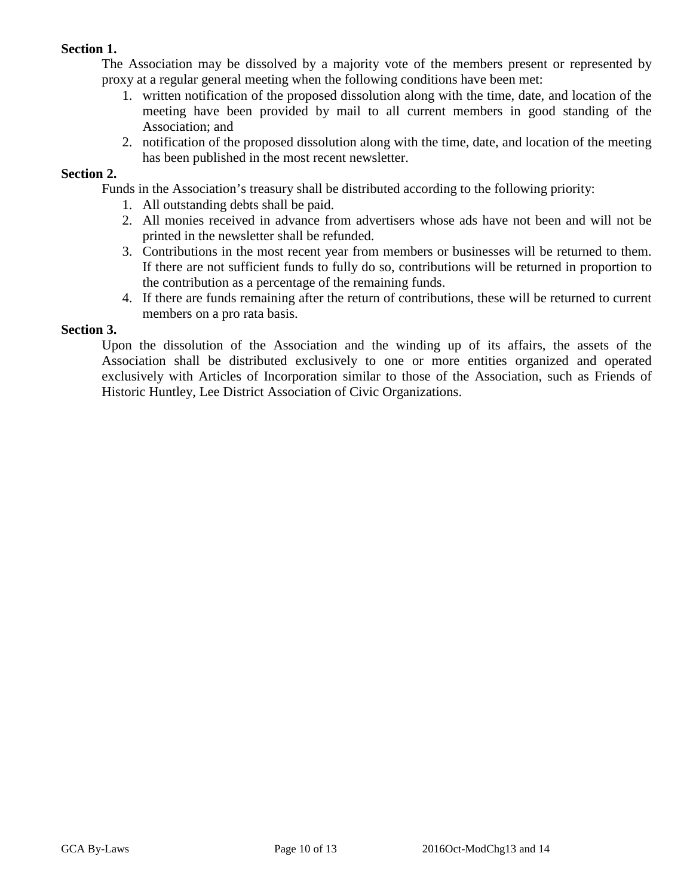**Section 1.**

The Association may be dissolved by a majority vote of the members present or represented by proxy at a regular general meeting when the following conditions have been met:

1. written notification of the proposed dissolution along with the time, date, and location of the meeting have been provided by mail to all current members in good standing of the Association; and
2. notification of the proposed dissolution along with the time, date, and location of the meeting has been published in the most recent newsletter.

**Section 2.**

Funds in the Association's treasury shall be distributed according to the following priority:

1. All outstanding debts shall be paid.
2. All monies received in advance from advertisers whose ads have not been and will not be printed in the newsletter shall be refunded.
3. Contributions in the most recent year from members or businesses will be returned to them. If there are not sufficient funds to fully do so, contributions will be returned in proportion to the contribution as a percentage of the remaining funds.
4. If there are funds remaining after the return of contributions, these will be returned to current members on a pro rata basis.

**Section 3.**

Upon the dissolution of the Association and the winding up of its affairs, the assets of the Association shall be distributed exclusively to one or more entities organized and operated exclusively with Articles of Incorporation similar to those of the Association, such as Friends of Historic Huntley, Lee District Association of Civic Organizations.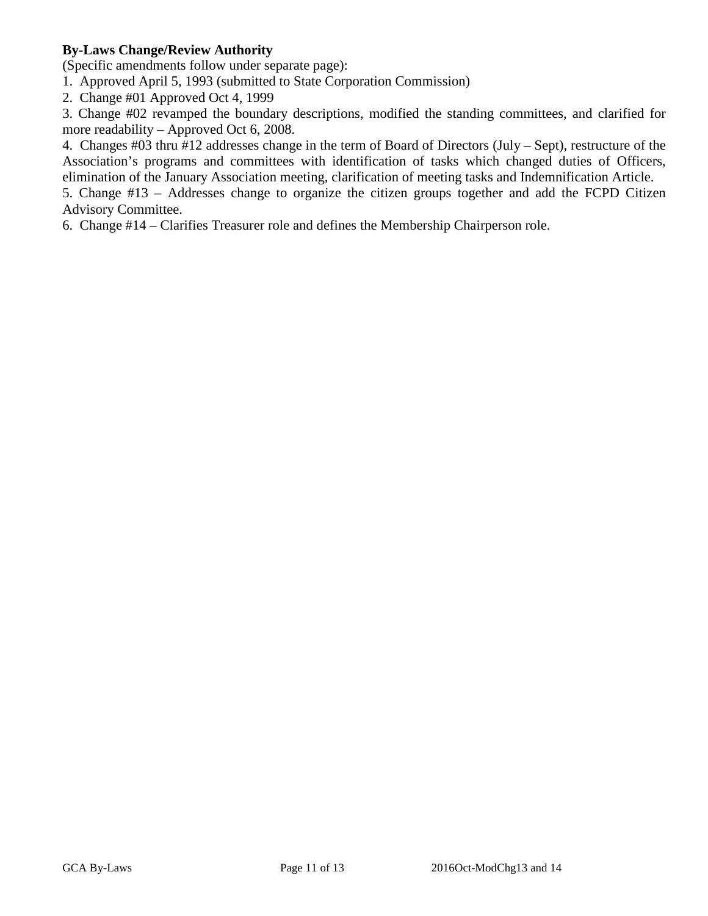**By-Laws Change/Review Authority**

(Specific amendments follow under separate page):

1. Approved April 5, 1993 (submitted to State Corporation Commission)
2. Change #01 Approved Oct 4, 1999
3. Change #02 revamped the boundary descriptions, modified the standing committees, and clarified for more readability – Approved Oct 6, 2008.
4. Changes #03 thru #12 addresses change in the term of Board of Directors (July – Sept), restructure of the Association's programs and committees with identification of tasks which changed duties of Officers, elimination of the January Association meeting, clarification of meeting tasks and Indemnification Article.
5. Change #13 – Addresses change to organize the citizen groups together and add the FCPD Citizen Advisory Committee.
6. Change #14 – Clarifies Treasurer role and defines the Membership Chairperson role.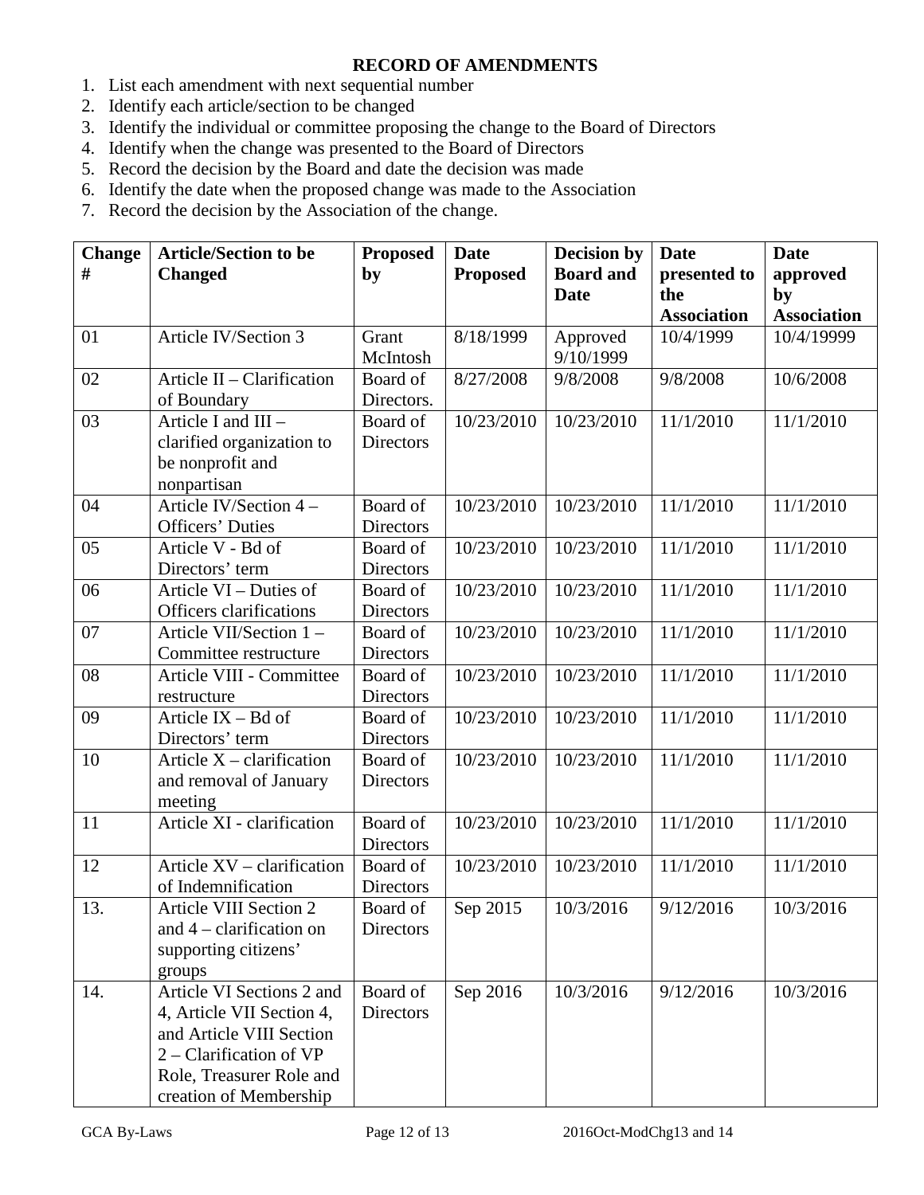**RECORD OF AMENDMENTS**

1. List each amendment with next sequential number
2. Identify each article/section to be changed
3. Identify the individual or committee proposing the change to the Board of Directors
4. Identify when the change was presented to the Board of Directors
5. Record the decision by the Board and date the decision was made
6. Identify the date when the proposed change was made to the Association
7. Record the decision by the Association of the change.

| Change # | Article/Section to be Changed | Proposed by | Date Proposed | Decision by Board and Date | Date presented to the Association | Date approved by Association |
|---|---|---|---|---|---|---|
| 01 | Article IV/Section 3 | Grant McIntosh | 8/18/1999 | Approved 9/10/1999 | 10/4/1999 | 10/4/19999 |
| 02 | Article II – Clarification of Boundary | Board of Directors. | 8/27/2008 | 9/8/2008 | 9/8/2008 | 10/6/2008 |
| 03 | Article I and III – clarified organization to be nonprofit and nonpartisan | Board of Directors | 10/23/2010 | 10/23/2010 | 11/1/2010 | 11/1/2010 |
| 04 | Article IV/Section 4 – Officers' Duties | Board of Directors | 10/23/2010 | 10/23/2010 | 11/1/2010 | 11/1/2010 |
| 05 | Article V - Bd of Directors' term | Board of Directors | 10/23/2010 | 10/23/2010 | 11/1/2010 | 11/1/2010 |
| 06 | Article VI – Duties of Officers clarifications | Board of Directors | 10/23/2010 | 10/23/2010 | 11/1/2010 | 11/1/2010 |
| 07 | Article VII/Section 1 – Committee restructure | Board of Directors | 10/23/2010 | 10/23/2010 | 11/1/2010 | 11/1/2010 |
| 08 | Article VIII - Committee restructure | Board of Directors | 10/23/2010 | 10/23/2010 | 11/1/2010 | 11/1/2010 |
| 09 | Article IX – Bd of Directors' term | Board of Directors | 10/23/2010 | 10/23/2010 | 11/1/2010 | 11/1/2010 |
| 10 | Article X – clarification and removal of January meeting | Board of Directors | 10/23/2010 | 10/23/2010 | 11/1/2010 | 11/1/2010 |
| 11 | Article XI - clarification | Board of Directors | 10/23/2010 | 10/23/2010 | 11/1/2010 | 11/1/2010 |
| 12 | Article XV – clarification of Indemnification | Board of Directors | 10/23/2010 | 10/23/2010 | 11/1/2010 | 11/1/2010 |
| 13. | Article VIII Section 2 and 4 – clarification on supporting citizens' groups | Board of Directors | Sep 2015 | 10/3/2016 | 9/12/2016 | 10/3/2016 |
| 14. | Article VI Sections 2 and 4, Article VII Section 4, and Article VIII Section 2 – Clarification of VP Role, Treasurer Role and creation of Membership | Board of Directors | Sep 2016 | 10/3/2016 | 9/12/2016 | 10/3/2016 |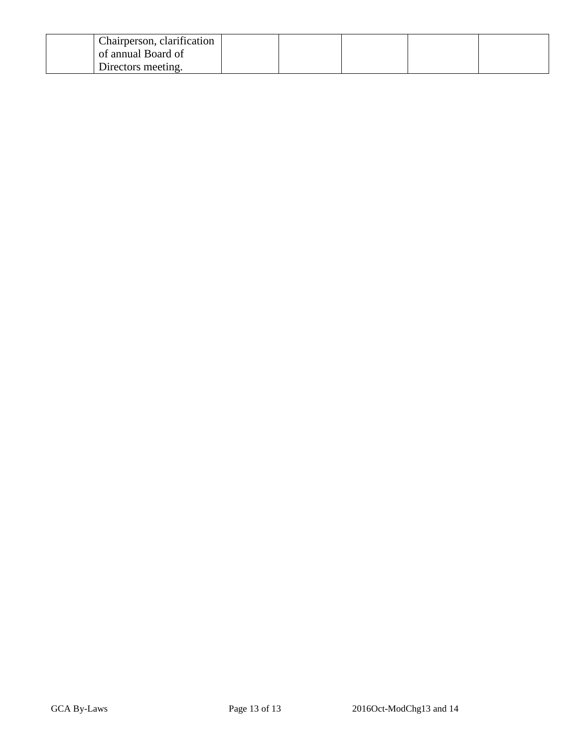| | | | | | | |
|---|---|---|---|---|---|---|
| | Chairperson, clarification of annual Board of Directors meeting. | | | | | |